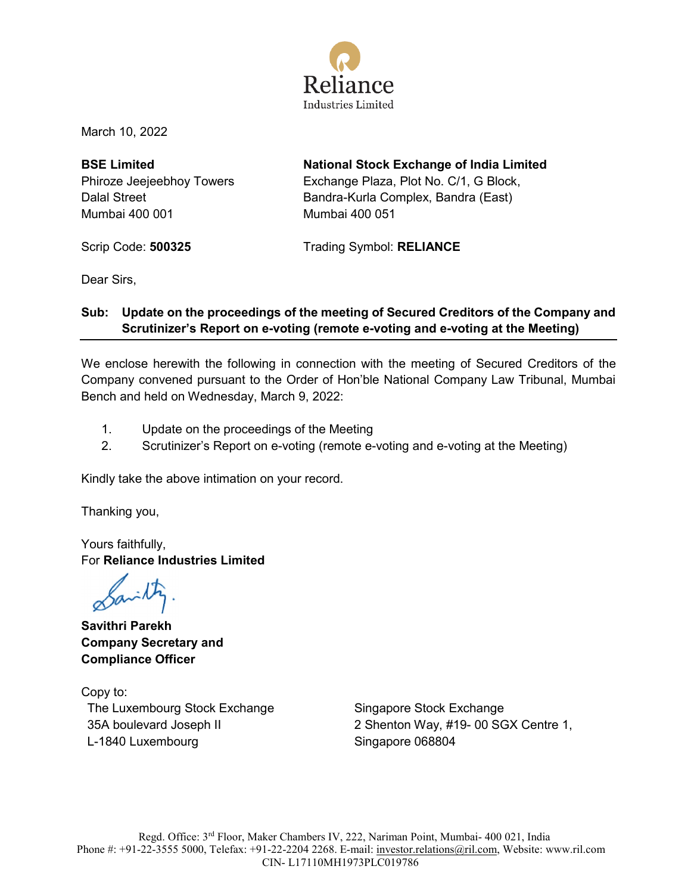Reliance
Industries Limited

March 10, 2022

**BSE Limited**
Phiroze Jeejeebhoy Towers
Dalal Street
Mumbai 400 001

Scrip Code: **500325**

**National Stock Exchange of India Limited**
Exchange Plaza, Plot No. C/1, G Block,
Bandra-Kurla Complex, Bandra (East)
Mumbai 400 051

Trading Symbol: **RELIANCE**

Dear Sirs,

**Sub: Update on the proceedings of the meeting of Secured Creditors of the Company and Scrutinizer's Report on e-voting (remote e-voting and e-voting at the Meeting)**

We enclose herewith the following in connection with the meeting of Secured Creditors of the Company convened pursuant to the Order of Hon'ble National Company Law Tribunal, Mumbai Bench and held on Wednesday, March 9, 2022:

1. Update on the proceedings of the Meeting
2. Scrutinizer's Report on e-voting (remote e-voting and e-voting at the Meeting)

Kindly take the above intimation on your record.

Thanking you,

Yours faithfully,
For **Reliance Industries Limited**

**Savithri Parekh**
**Company Secretary and**
**Compliance Officer**

Copy to:

The Luxembourg Stock Exchange
35A boulevard Joseph II
L-1840 Luxembourg

Singapore Stock Exchange
2 Shenton Way, #19- 00 SGX Centre 1,
Singapore 068804

Regd. Office: 3rd Floor, Maker Chambers IV, 222, Nariman Point, Mumbai- 400 021, India
Phone #: +91-22-3555 5000, Telefax: +91-22-2204 2268. E-mail: investor.relations@ril.com, Website: www.ril.com
CIN- L17110MH1973PLC019786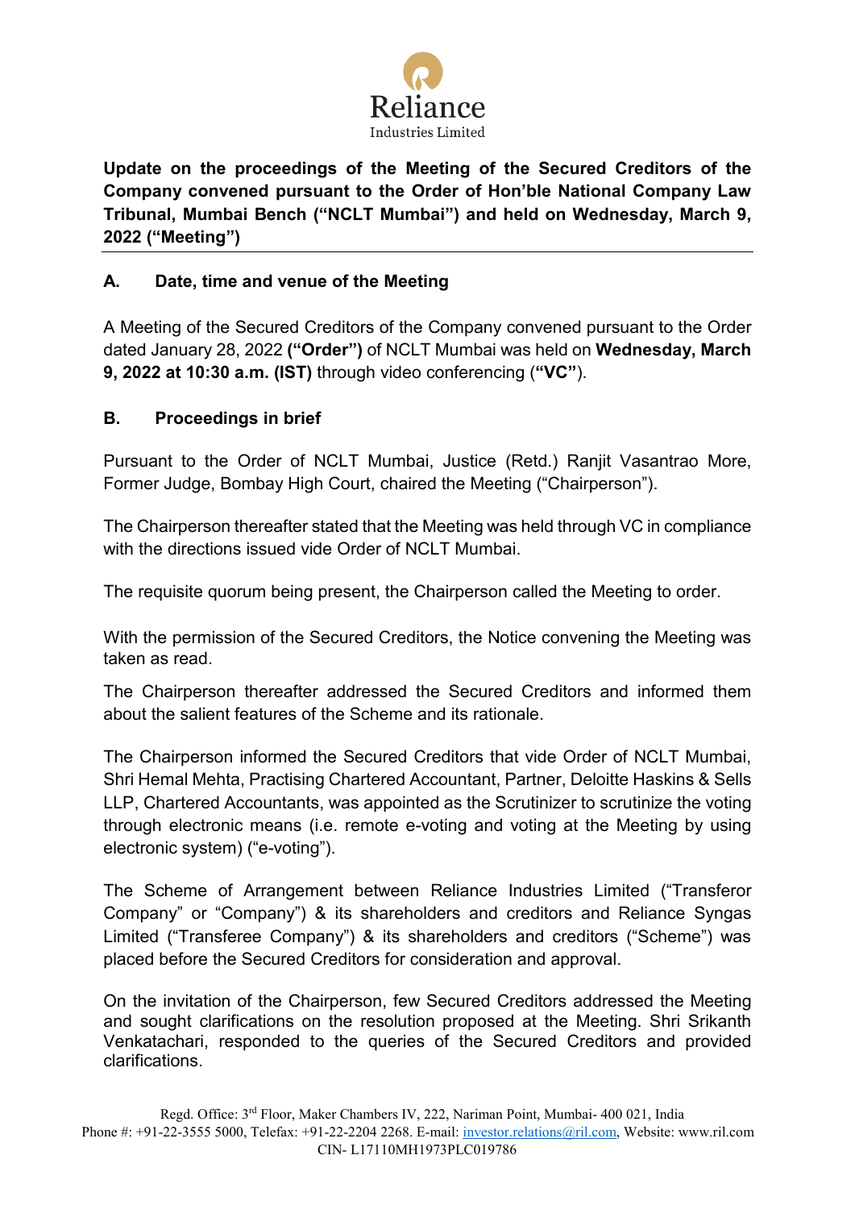**Update on the proceedings of the Meeting of the Secured Creditors of the Company convened pursuant to the Order of Hon'ble National Company Law Tribunal, Mumbai Bench ("NCLT Mumbai") and held on Wednesday, March 9, 2022 ("Meeting")**

---

## A. Date, time and venue of the Meeting

A Meeting of the Secured Creditors of the Company convened pursuant to the Order dated January 28, 2022 **("Order")** of NCLT Mumbai was held on **Wednesday, March 9, 2022 at 10:30 a.m. (IST)** through video conferencing (**"VC"**).

## B. Proceedings in brief

Pursuant to the Order of NCLT Mumbai, Justice (Retd.) Ranjit Vasantrao More, Former Judge, Bombay High Court, chaired the Meeting ("Chairperson").

The Chairperson thereafter stated that the Meeting was held through VC in compliance with the directions issued vide Order of NCLT Mumbai.

The requisite quorum being present, the Chairperson called the Meeting to order.

With the permission of the Secured Creditors, the Notice convening the Meeting was taken as read.

The Chairperson thereafter addressed the Secured Creditors and informed them about the salient features of the Scheme and its rationale.

The Chairperson informed the Secured Creditors that vide Order of NCLT Mumbai, Shri Hemal Mehta, Practising Chartered Accountant, Partner, Deloitte Haskins & Sells LLP, Chartered Accountants, was appointed as the Scrutinizer to scrutinize the voting through electronic means (i.e. remote e-voting and voting at the Meeting by using electronic system) ("e-voting").

The Scheme of Arrangement between Reliance Industries Limited ("Transferor Company" or "Company") & its shareholders and creditors and Reliance Syngas Limited ("Transferee Company") & its shareholders and creditors ("Scheme") was placed before the Secured Creditors for consideration and approval.

On the invitation of the Chairperson, few Secured Creditors addressed the Meeting and sought clarifications on the resolution proposed at the Meeting. Shri Srikanth Venkatachari, responded to the queries of the Secured Creditors and provided clarifications.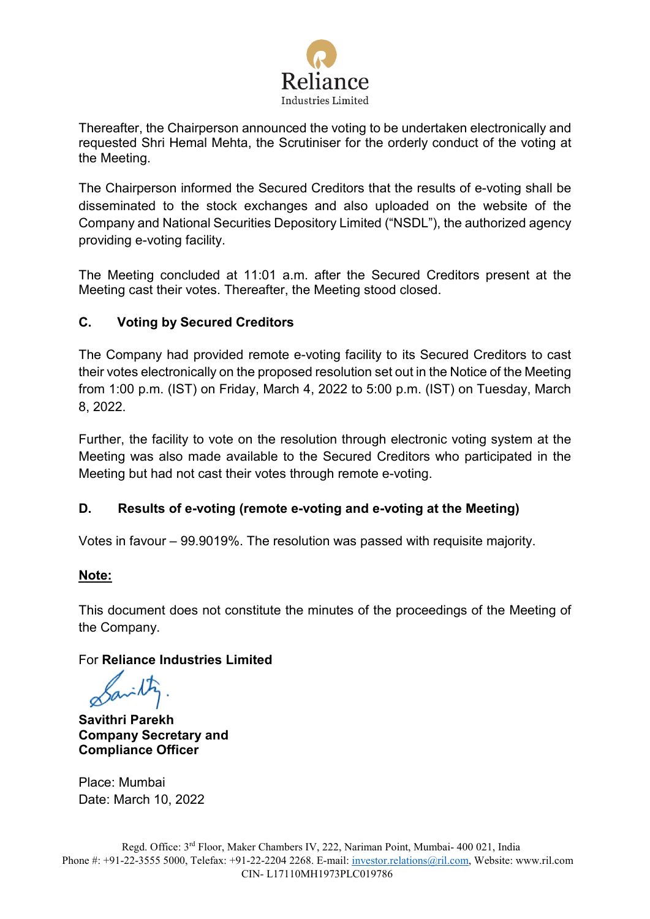Thereafter, the Chairperson announced the voting to be undertaken electronically and requested Shri Hemal Mehta, the Scrutiniser for the orderly conduct of the voting at the Meeting.

The Chairperson informed the Secured Creditors that the results of e-voting shall be disseminated to the stock exchanges and also uploaded on the website of the Company and National Securities Depository Limited ("NSDL"), the authorized agency providing e-voting facility.

The Meeting concluded at 11:01 a.m. after the Secured Creditors present at the Meeting cast their votes. Thereafter, the Meeting stood closed.

## C. Voting by Secured Creditors

The Company had provided remote e-voting facility to its Secured Creditors to cast their votes electronically on the proposed resolution set out in the Notice of the Meeting from 1:00 p.m. (IST) on Friday, March 4, 2022 to 5:00 p.m. (IST) on Tuesday, March 8, 2022.

Further, the facility to vote on the resolution through electronic voting system at the Meeting was also made available to the Secured Creditors who participated in the Meeting but had not cast their votes through remote e-voting.

## D. Results of e-voting (remote e-voting and e-voting at the Meeting)

Votes in favour – 99.9019%. The resolution was passed with requisite majority.

**Note:**

This document does not constitute the minutes of the proceedings of the Meeting of the Company.

For **Reliance Industries Limited**

**Savithri Parekh**
**Company Secretary and Compliance Officer**

Place: Mumbai
Date: March 10, 2022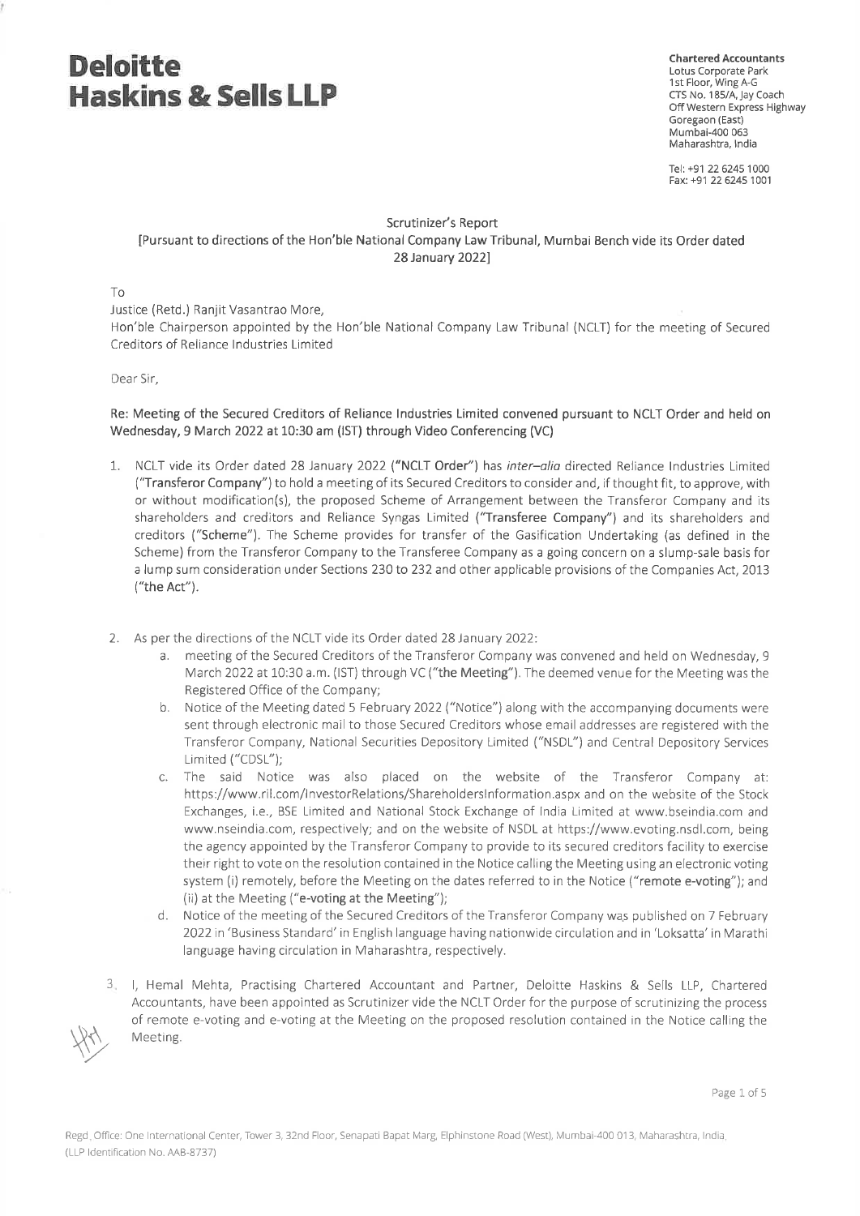# Deloitte Haskins & Sells LLP

**Chartered Accountants**
Lotus Corporate Park
1st Floor, Wing A-G
CTS No. 185/A, Jay Coach
Off Western Express Highway
Goregaon (East)
Mumbai-400 063
Maharashtra, India

Tel: +91 22 6245 1000
Fax: +91 22 6245 1001

Scrutinizer's Report
[Pursuant to directions of the Hon'ble National Company Law Tribunal, Mumbai Bench vide its Order dated 28 January 2022]

To

Justice (Retd.) Ranjit Vasantrao More,
Hon'ble Chairperson appointed by the Hon'ble National Company Law Tribunal (NCLT) for the meeting of Secured Creditors of Reliance Industries Limited

Dear Sir,

**Re: Meeting of the Secured Creditors of Reliance Industries Limited convened pursuant to NCLT Order and held on Wednesday, 9 March 2022 at 10:30 am (IST) through Video Conferencing (VC)**

1. NCLT vide its Order dated 28 January 2022 (**"NCLT Order"**) has *inter–alia* directed Reliance Industries Limited (**"Transferor Company"**) to hold a meeting of its Secured Creditors to consider and, if thought fit, to approve, with or without modification(s), the proposed Scheme of Arrangement between the Transferor Company and its shareholders and creditors and Reliance Syngas Limited (**"Transferee Company"**) and its shareholders and creditors ("Scheme"). The Scheme provides for transfer of the Gasification Undertaking (as defined in the Scheme) from the Transferor Company to the Transferee Company as a going concern on a slump-sale basis for a lump sum consideration under Sections 230 to 232 and other applicable provisions of the Companies Act, 2013 (**"the Act"**).

2. As per the directions of the NCLT vide its Order dated 28 January 2022:
   a. meeting of the Secured Creditors of the Transferor Company was convened and held on Wednesday, 9 March 2022 at 10:30 a.m. (IST) through VC (**"the Meeting"**). The deemed venue for the Meeting was the Registered Office of the Company;
   b. Notice of the Meeting dated 5 February 2022 ("Notice") along with the accompanying documents were sent through electronic mail to those Secured Creditors whose email addresses are registered with the Transferor Company, National Securities Depository Limited ("NSDL") and Central Depository Services Limited ("CDSL");
   c. The said Notice was also placed on the website of the Transferor Company at: https://www.ril.com/InvestorRelations/ShareholdersInformation.aspx and on the website of the Stock Exchanges, i.e., BSE Limited and National Stock Exchange of India Limited at www.bseindia.com and www.nseindia.com, respectively; and on the website of NSDL at https://www.evoting.nsdl.com, being the agency appointed by the Transferor Company to provide to its secured creditors facility to exercise their right to vote on the resolution contained in the Notice calling the Meeting using an electronic voting system (i) remotely, before the Meeting on the dates referred to in the Notice (**"remote e-voting"**); and (ii) at the Meeting (**"e-voting at the Meeting"**);
   d. Notice of the meeting of the Secured Creditors of the Transferor Company was published on 7 February 2022 in 'Business Standard' in English language having nationwide circulation and in 'Loksatta' in Marathi language having circulation in Maharashtra, respectively.

3. I, Hemal Mehta, Practising Chartered Accountant and Partner, Deloitte Haskins & Sells LLP, Chartered Accountants, have been appointed as Scrutinizer vide the NCLT Order for the purpose of scrutinizing the process of remote e-voting and e-voting at the Meeting on the proposed resolution contained in the Notice calling the Meeting.

Regd. Office: One International Center, Tower 3, 32nd Floor, Senapati Bapat Marg, Elphinstone Road (West), Mumbai-400 013, Maharashtra, India.
(LLP Identification No. AAB-8737)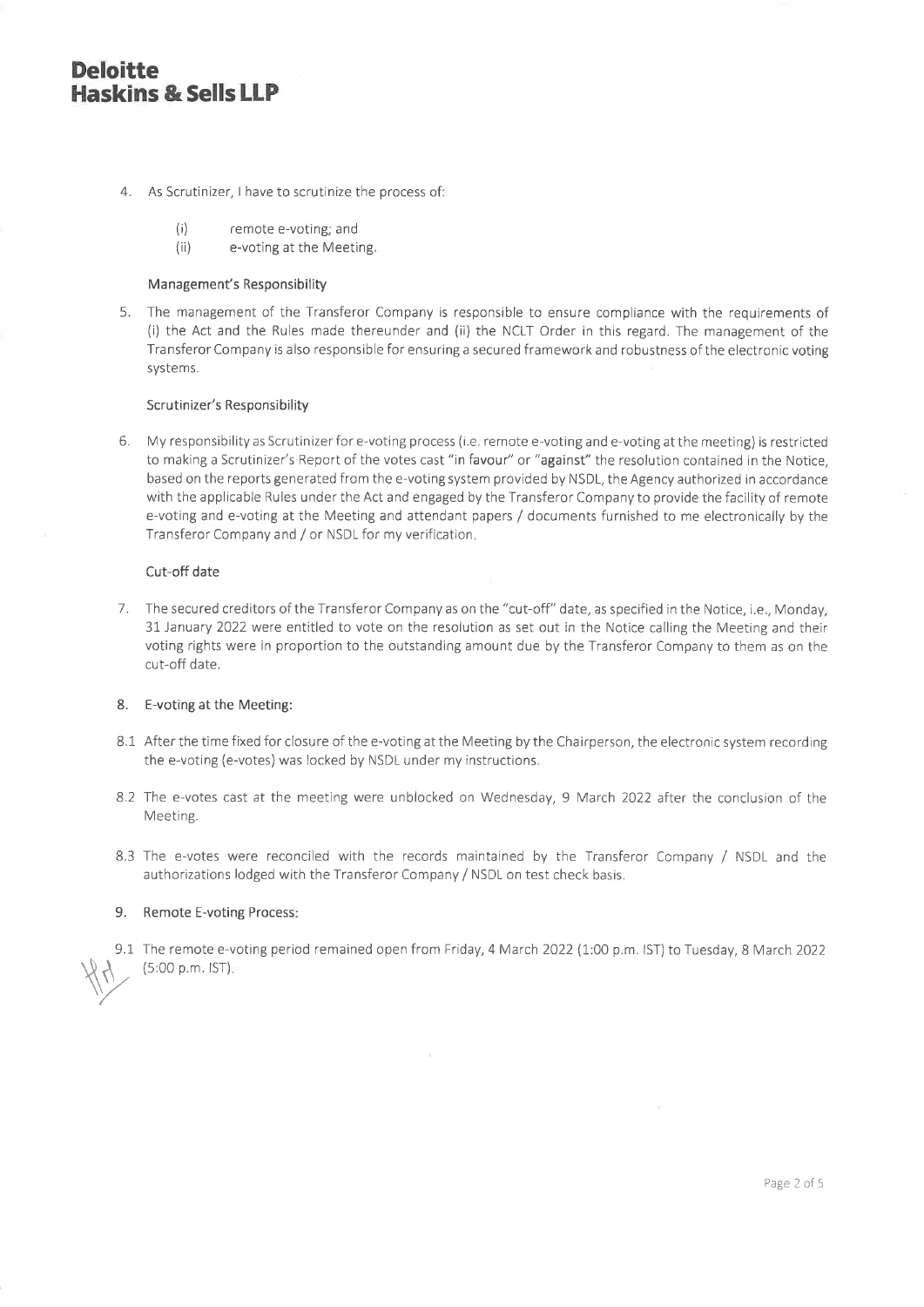**Deloitte Haskins & Sells LLP**

4. As Scrutinizer, I have to scrutinize the process of:

   (i) remote e-voting; and
   (ii) e-voting at the Meeting.

### Management's Responsibility

5. The management of the Transferor Company is responsible to ensure compliance with the requirements of (i) the Act and the Rules made thereunder and (ii) the NCLT Order in this regard. The management of the Transferor Company is also responsible for ensuring a secured framework and robustness of the electronic voting systems.

### Scrutinizer's Responsibility

6. My responsibility as Scrutinizer for e-voting process (i.e. remote e-voting and e-voting at the meeting) is restricted to making a Scrutinizer's Report of the votes cast "in favour" or "against" the resolution contained in the Notice, based on the reports generated from the e-voting system provided by NSDL, the Agency authorized in accordance with the applicable Rules under the Act and engaged by the Transferor Company to provide the facility of remote e-voting and e-voting at the Meeting and attendant papers / documents furnished to me electronically by the Transferor Company and / or NSDL for my verification.

### Cut-off date

7. The secured creditors of the Transferor Company as on the "cut-off" date, as specified in the Notice, i.e., Monday, 31 January 2022 were entitled to vote on the resolution as set out in the Notice calling the Meeting and their voting rights were in proportion to the outstanding amount due by the Transferor Company to them as on the cut-off date.

### 8. E-voting at the Meeting:

8.1 After the time fixed for closure of the e-voting at the Meeting by the Chairperson, the electronic system recording the e-voting (e-votes) was locked by NSDL under my instructions.

8.2 The e-votes cast at the meeting were unblocked on Wednesday, 9 March 2022 after the conclusion of the Meeting.

8.3 The e-votes were reconciled with the records maintained by the Transferor Company / NSDL and the authorizations lodged with the Transferor Company / NSDL on test check basis.

### 9. Remote E-voting Process:

9.1 The remote e-voting period remained open from Friday, 4 March 2022 (1:00 p.m. IST) to Tuesday, 8 March 2022 (5:00 p.m. IST).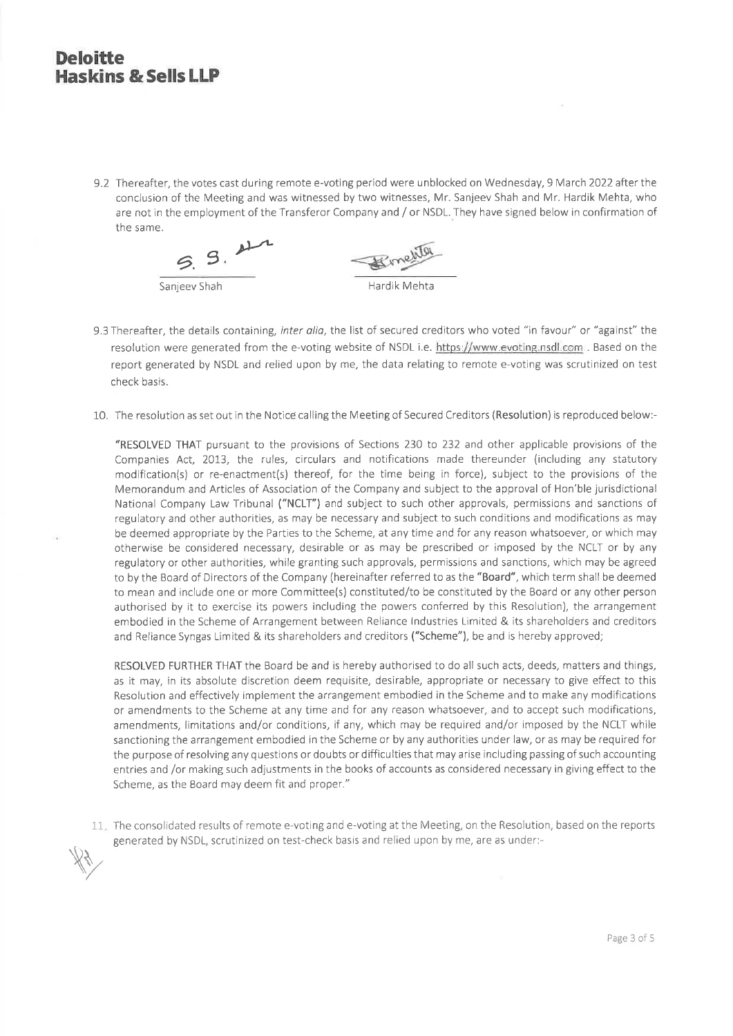9.2 Thereafter, the votes cast during remote e-voting period were unblocked on Wednesday, 9 March 2022 after the conclusion of the Meeting and was witnessed by two witnesses, Mr. Sanjeev Shah and Mr. Hardik Mehta, who are not in the employment of the Transferor Company and / or NSDL. They have signed below in confirmation of the same.

Sanjeev Shah                Hardik Mehta

9.3 Thereafter, the details containing, *inter alia*, the list of secured creditors who voted "in favour" or "against" the resolution were generated from the e-voting website of NSDL i.e. https://www.evoting.nsdl.com . Based on the report generated by NSDL and relied upon by me, the data relating to remote e-voting was scrutinized on test check basis.

10. The resolution as set out in the Notice calling the Meeting of Secured Creditors (**Resolution**) is reproduced below:-

"**RESOLVED THAT** pursuant to the provisions of Sections 230 to 232 and other applicable provisions of the Companies Act, 2013, the rules, circulars and notifications made thereunder (including any statutory modification(s) or re-enactment(s) thereof, for the time being in force), subject to the provisions of the Memorandum and Articles of Association of the Company and subject to the approval of Hon'ble jurisdictional National Company Law Tribunal (**"NCLT"**) and subject to such other approvals, permissions and sanctions of regulatory and other authorities, as may be necessary and subject to such conditions and modifications as may be deemed appropriate by the Parties to the Scheme, at any time and for any reason whatsoever, or which may otherwise be considered necessary, desirable or as may be prescribed or imposed by the NCLT or by any regulatory or other authorities, while granting such approvals, permissions and sanctions, which may be agreed to by the Board of Directors of the Company (hereinafter referred to as the **"Board"**, which term shall be deemed to mean and include one or more Committee(s) constituted/to be constituted by the Board or any other person authorised by it to exercise its powers including the powers conferred by this Resolution), the arrangement embodied in the Scheme of Arrangement between Reliance Industries Limited & its shareholders and creditors and Reliance Syngas Limited & its shareholders and creditors (**"Scheme"**), be and is hereby approved;

**RESOLVED FURTHER THAT** the Board be and is hereby authorised to do all such acts, deeds, matters and things, as it may, in its absolute discretion deem requisite, desirable, appropriate or necessary to give effect to this Resolution and effectively implement the arrangement embodied in the Scheme and to make any modifications or amendments to the Scheme at any time and for any reason whatsoever, and to accept such modifications, amendments, limitations and/or conditions, if any, which may be required and/or imposed by the NCLT while sanctioning the arrangement embodied in the Scheme or by any authorities under law, or as may be required for the purpose of resolving any questions or doubts or difficulties that may arise including passing of such accounting entries and /or making such adjustments in the books of accounts as considered necessary in giving effect to the Scheme, as the Board may deem fit and proper."

11. The consolidated results of remote e-voting and e-voting at the Meeting, on the Resolution, based on the reports generated by NSDL, scrutinized on test-check basis and relied upon by me, are as under:-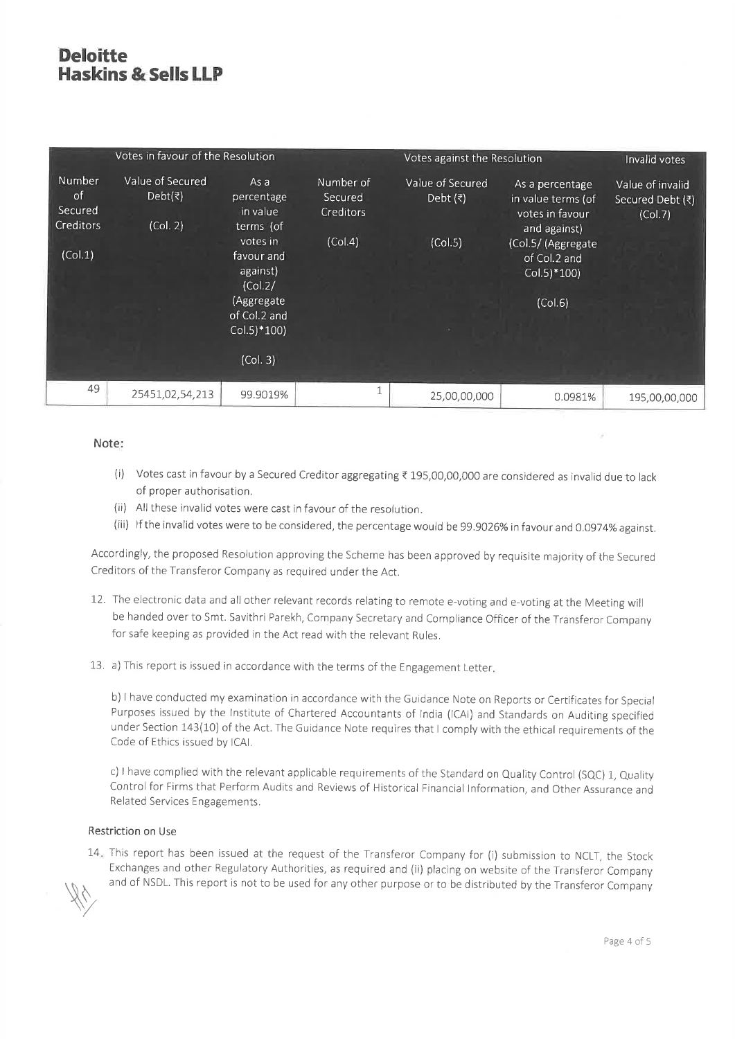**Deloitte Haskins & Sells LLP**

| Votes in favour of the Resolution | | | Votes against the Resolution | | | Invalid votes |
|---|---|---|---|---|---|---|
| Number of Secured Creditors (Col.1) | Value of Secured Debt(₹) (Col. 2) | As a percentage in value terms (of votes in favour and against) (Col.2/ (Aggregate of Col.2 and Col.5)*100) (Col. 3) | Number of Secured Creditors (Col.4) | Value of Secured Debt (₹) (Col.5) | As a percentage in value terms (of votes in favour and against) (Col.5/ (Aggregate of Col.2 and Col.5)*100) (Col.6) | Value of invalid Secured Debt (₹) (Col.7) |
| 49 | 25451,02,54,213 | 99.9019% | 1 | 25,00,00,000 | 0.0981% | 195,00,00,000 |

Note:

(i) Votes cast in favour by a Secured Creditor aggregating ₹ 195,00,00,000 are considered as invalid due to lack of proper authorisation.

(ii) All these invalid votes were cast in favour of the resolution.

(iii) If the invalid votes were to be considered, the percentage would be 99.9026% in favour and 0.0974% against.

Accordingly, the proposed Resolution approving the Scheme has been approved by requisite majority of the Secured Creditors of the Transferor Company as required under the Act.

12. The electronic data and all other relevant records relating to remote e-voting and e-voting at the Meeting will be handed over to Smt. Savithri Parekh, Company Secretary and Compliance Officer of the Transferor Company for safe keeping as provided in the Act read with the relevant Rules.

13. a) This report is issued in accordance with the terms of the Engagement Letter.

b) I have conducted my examination in accordance with the Guidance Note on Reports or Certificates for Special Purposes issued by the Institute of Chartered Accountants of India (ICAI) and Standards on Auditing specified under Section 143(10) of the Act. The Guidance Note requires that I comply with the ethical requirements of the Code of Ethics issued by ICAI.

c) I have complied with the relevant applicable requirements of the Standard on Quality Control (SQC) 1, Quality Control for Firms that Perform Audits and Reviews of Historical Financial Information, and Other Assurance and Related Services Engagements.

Restriction on Use

14. This report has been issued at the request of the Transferor Company for (i) submission to NCLT, the Stock Exchanges and other Regulatory Authorities, as required and (ii) placing on website of the Transferor Company and of NSDL. This report is not to be used for any other purpose or to be distributed by the Transferor Company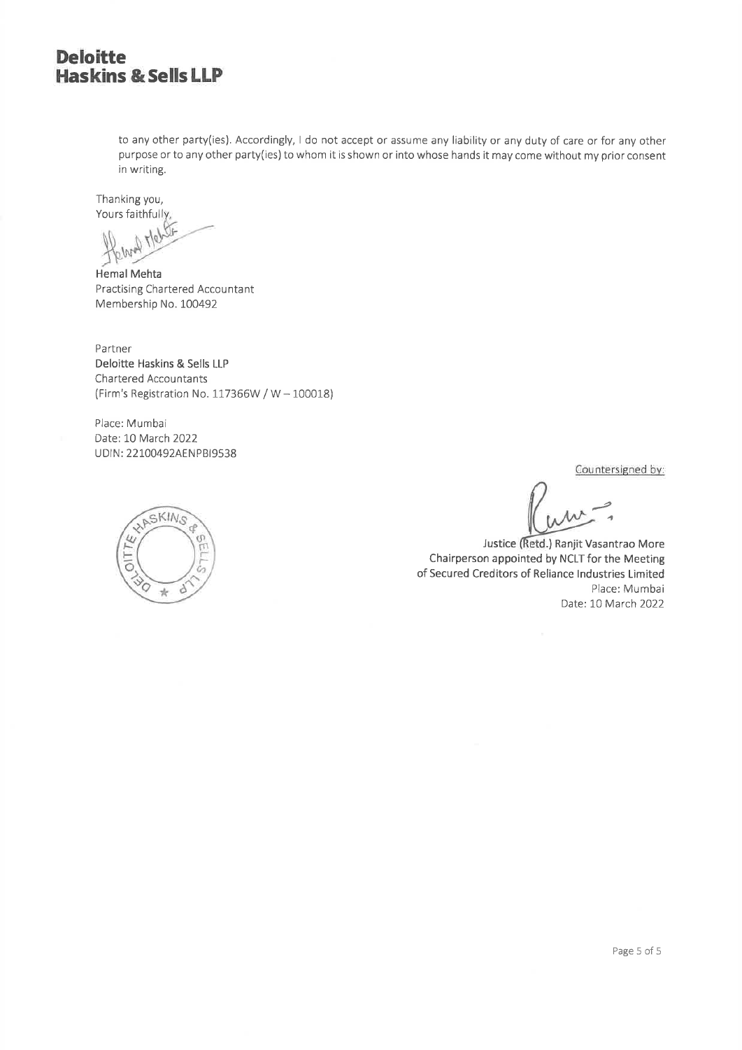**Deloitte**
**Haskins & Sells LLP**

to any other party(ies). Accordingly, I do not accept or assume any liability or any duty of care or for any other purpose or to any other party(ies) to whom it is shown or into whose hands it may come without my prior consent in writing.

Thanking you,
Yours faithfully,

**Hemal Mehta**
Practising Chartered Accountant
Membership No. 100492

Partner
**Deloitte Haskins & Sells LLP**
Chartered Accountants
(Firm's Registration No. 117366W / W – 100018)

Place: Mumbai
Date: 10 March 2022
UDIN: 22100492AENPBI9538

Countersigned by:

Justice (Retd.) Ranjit Vasantrao More
Chairperson appointed by NCLT for the Meeting of Secured Creditors of Reliance Industries Limited
Place: Mumbai
Date: 10 March 2022